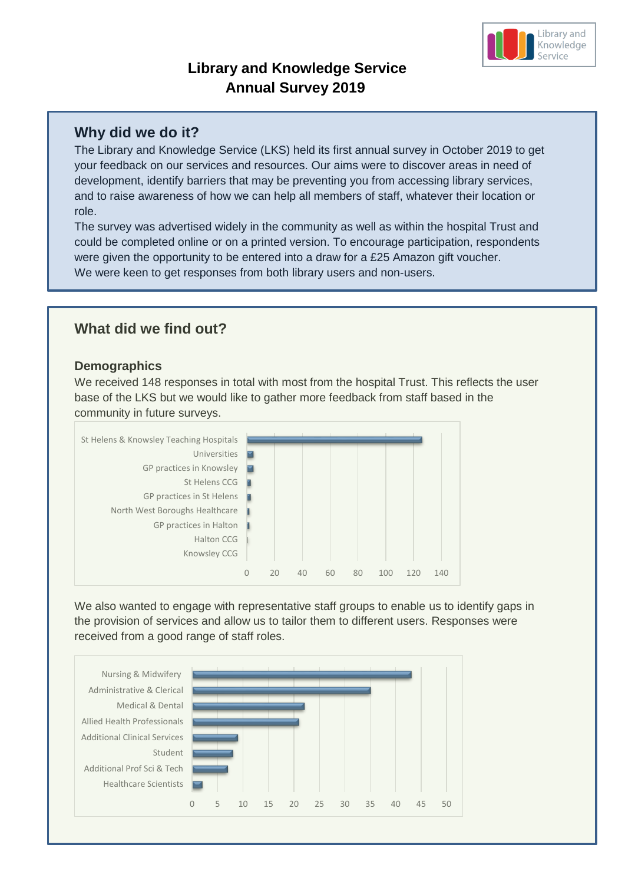# Library and Knowledge Service Annual Survey 2019

## Why did we do it?

The Library and Knowledge Service (LKS) held its first annual survey in October 2019 to get your feedback on our services and resources. Our aims were to discover areas in need of development, identify barriers that may be preventing you from accessing library services, and to raise awareness of how we can help all members of staff, whatever their location or role.

The survey was advertised widely in the community as well as within the hospital Trust and could be completed online or on a printed version. To encourage participation, respondents were given the opportunity to be entered into a draw for a £25 Amazon gift voucher.

We were keen to get responses from both library users and non-users.

## What did we find out?

### Demographics

We received 148 responses in total with most from the hospital Trust. This reflects the user base of the LKS but we would like to gather more feedback from staff based in the community in future surveys.

We also wanted to engage with representative staff groups to enable us to identify gaps in the provision of services and allow us to tailor them to different users. Responses were received from a good range of staff roles.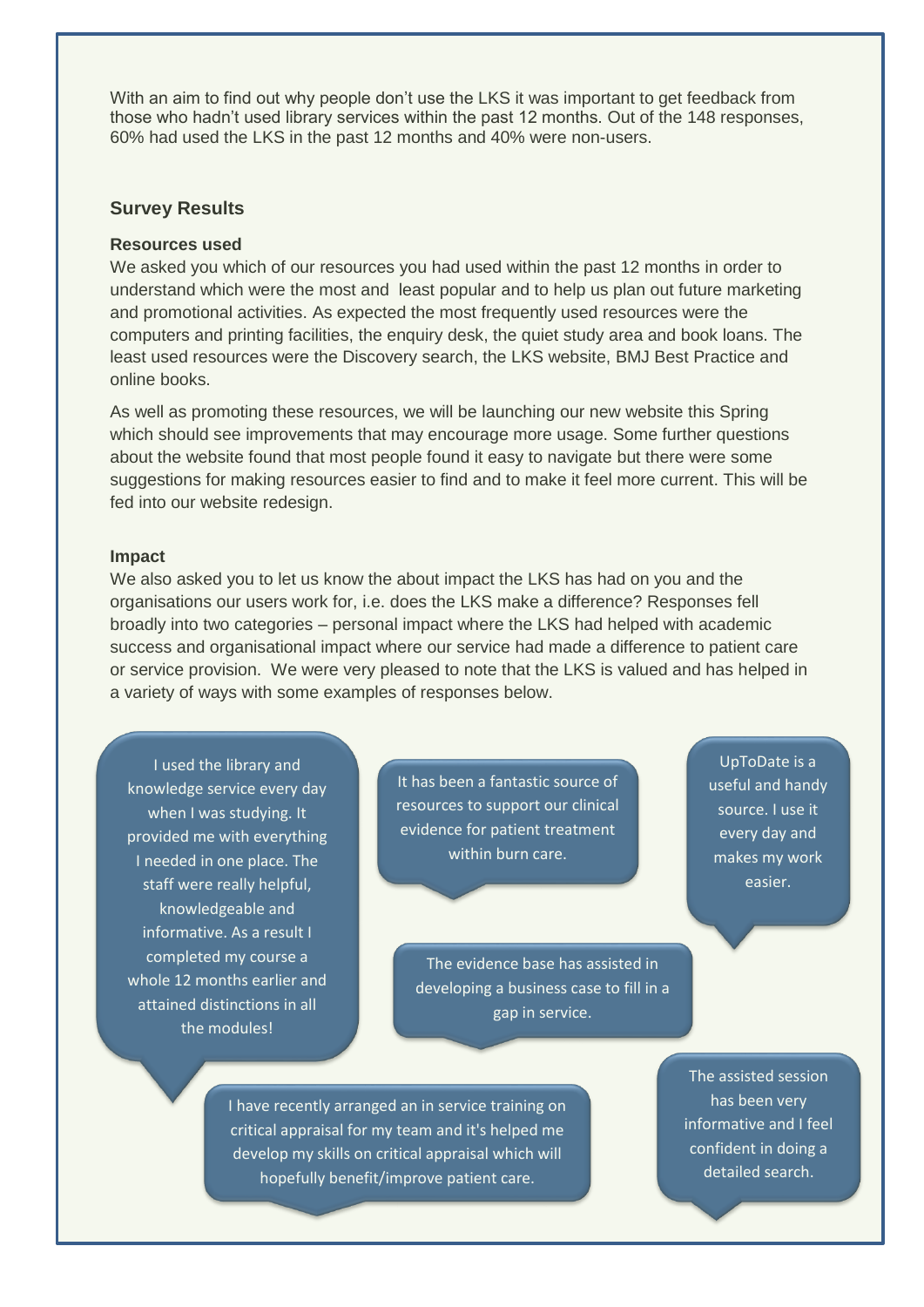With an aim to find out why people don't use the LKS it was important to get feedback from those who hadn't used library services within the past 12 months. Out of the 148 responses, 60% had used the LKS in the past 12 months and 40% were non-users.

## Survey Results

### Resources used

We asked you which of our resources you had used within the past 12 months in order to understand which were the most and least popular and to help us plan out future marketing and promotional activities. As expected the most frequently used resources were the computers and printing facilities, the enquiry desk, the quiet study area and book loans. The least used resources were the Discovery search, the LKS website, BMJ Best Practice and online books.

As well as promoting these resources, we will be launching our new website this Spring which should see improvements that may encourage more usage. Some further questions about the website found that most people found it easy to navigate but there were some suggestions for making resources easier to find and to make it feel more current. This will be fed into our website redesign.

### Impact

We also asked you to let us know the about impact the LKS has had on you and the organisations our users work for, i.e. does the LKS make a difference? Responses fell broadly into two categories – personal impact where the LKS had helped with academic success and organisational impact where our service had made a difference to patient care or service provision. We were very pleased to note that the LKS is valued and has helped in a variety of ways with some examples of responses below.

> I used the library and knowledge service every day when I was studying. It provided me with everything I needed in one place. The staff were really helpful, knowledgeable and informative. As a result I completed my course a whole 12 months earlier and attained distinctions in all the modules!

> It has been a fantastic source of resources to support our clinical evidence for patient treatment within burn care.

> UpToDate is a useful and handy source. I use it every day and makes my work easier.

> The evidence base has assisted in developing a business case to fill in a gap in service.

> I have recently arranged an in service training on critical appraisal for my team and it's helped me develop my skills on critical appraisal which will hopefully benefit/improve patient care.

> The assisted session has been very informative and I feel confident in doing a detailed search.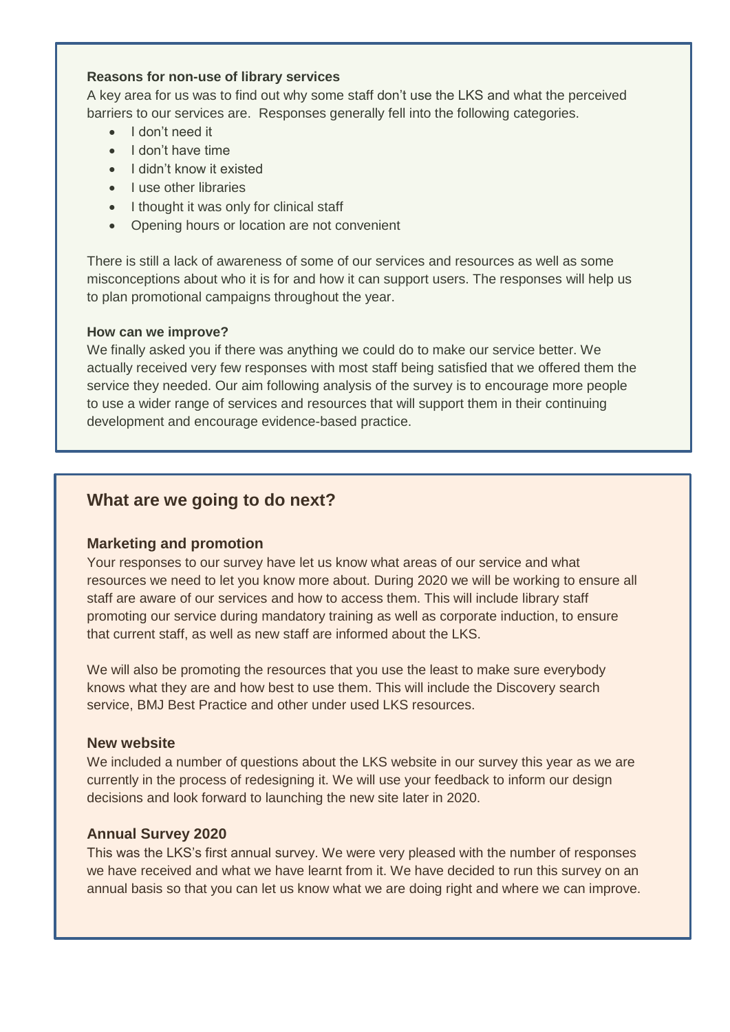**Reasons for non-use of library services**

A key area for us was to find out why some staff don't use the LKS and what the perceived barriers to our services are. Responses generally fell into the following categories.

- I don't need it
- I don't have time
- I didn't know it existed
- I use other libraries
- I thought it was only for clinical staff
- Opening hours or location are not convenient

There is still a lack of awareness of some of our services and resources as well as some misconceptions about who it is for and how it can support users. The responses will help us to plan promotional campaigns throughout the year.

**How can we improve?**

We finally asked you if there was anything we could do to make our service better. We actually received very few responses with most staff being satisfied that we offered them the service they needed. Our aim following analysis of the survey is to encourage more people to use a wider range of services and resources that will support them in their continuing development and encourage evidence-based practice.

## What are we going to do next?

### Marketing and promotion

Your responses to our survey have let us know what areas of our service and what resources we need to let you know more about. During 2020 we will be working to ensure all staff are aware of our services and how to access them. This will include library staff promoting our service during mandatory training as well as corporate induction, to ensure that current staff, as well as new staff are informed about the LKS.

We will also be promoting the resources that you use the least to make sure everybody knows what they are and how best to use them. This will include the Discovery search service, BMJ Best Practice and other under used LKS resources.

### New website

We included a number of questions about the LKS website in our survey this year as we are currently in the process of redesigning it. We will use your feedback to inform our design decisions and look forward to launching the new site later in 2020.

### Annual Survey 2020

This was the LKS's first annual survey. We were very pleased with the number of responses we have received and what we have learnt from it. We have decided to run this survey on an annual basis so that you can let us know what we are doing right and where we can improve.